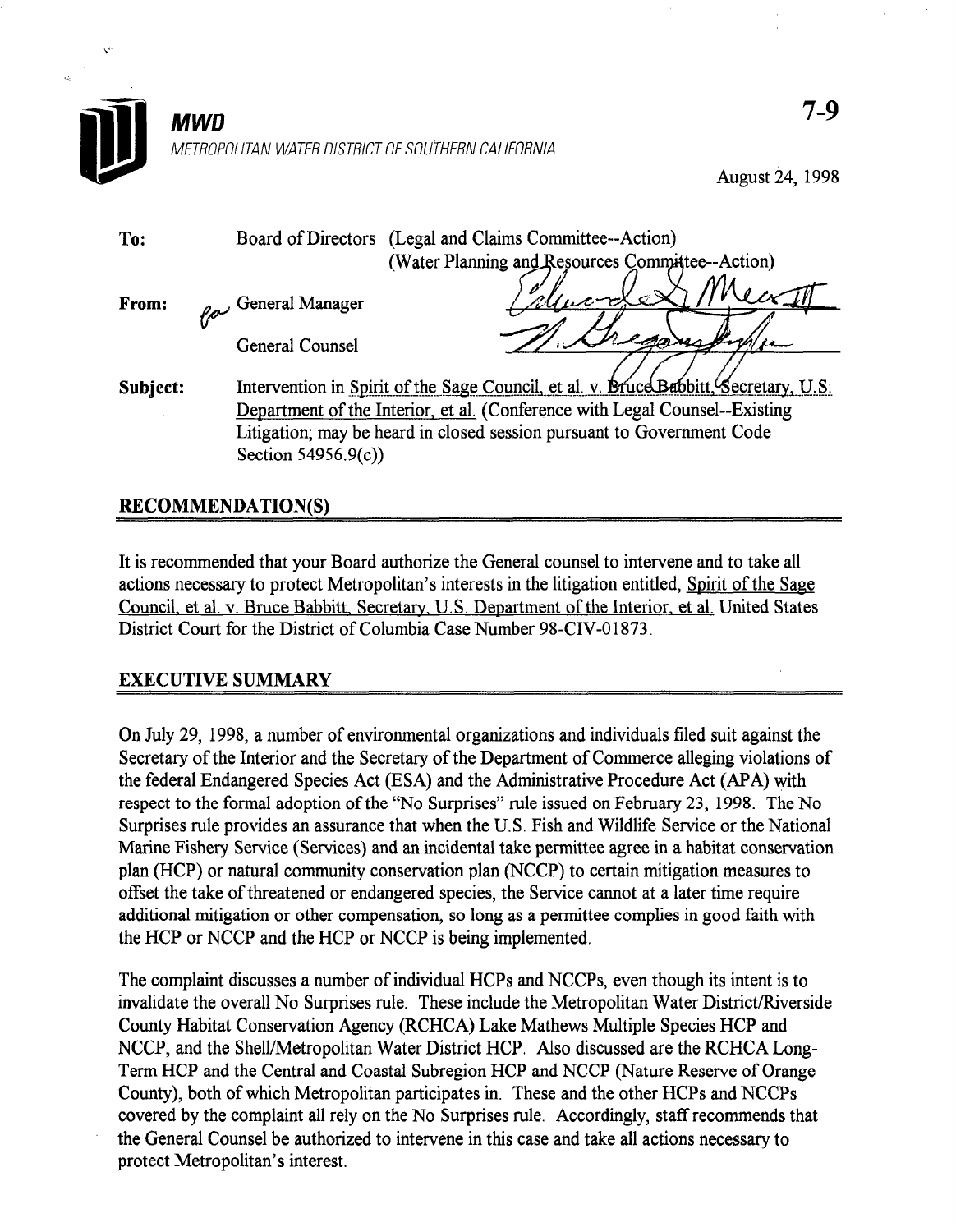# MWD

METROPOLITAN WATER DISTRICT OF SOUTHERN CALIFORNIA

7-9

August 24, 1998

**To:** Board of Directors (Legal and Claims Committee--Action)
(Water Planning and Resources Committee--Action)

**From:** General Manager

General Counsel

**Subject:** Intervention in Spirit of the Sage Council, et al. v. Bruce Babbitt, Secretary, U.S. Department of the Interior, et al. (Conference with Legal Counsel--Existing Litigation; may be heard in closed session pursuant to Government Code Section 54956.9(c))

## RECOMMENDATION(S)

It is recommended that your Board authorize the General counsel to intervene and to take all actions necessary to protect Metropolitan's interests in the litigation entitled, Spirit of the Sage Council, et al. v. Bruce Babbitt, Secretary, U.S. Department of the Interior, et al. United States District Court for the District of Columbia Case Number 98-CIV-01873.

## EXECUTIVE SUMMARY

On July 29, 1998, a number of environmental organizations and individuals filed suit against the Secretary of the Interior and the Secretary of the Department of Commerce alleging violations of the federal Endangered Species Act (ESA) and the Administrative Procedure Act (APA) with respect to the formal adoption of the "No Surprises" rule issued on February 23, 1998. The No Surprises rule provides an assurance that when the U.S. Fish and Wildlife Service or the National Marine Fishery Service (Services) and an incidental take permittee agree in a habitat conservation plan (HCP) or natural community conservation plan (NCCP) to certain mitigation measures to offset the take of threatened or endangered species, the Service cannot at a later time require additional mitigation or other compensation, so long as a permittee complies in good faith with the HCP or NCCP and the HCP or NCCP is being implemented.

The complaint discusses a number of individual HCPs and NCCPs, even though its intent is to invalidate the overall No Surprises rule. These include the Metropolitan Water District/Riverside County Habitat Conservation Agency (RCHCA) Lake Mathews Multiple Species HCP and NCCP, and the Shell/Metropolitan Water District HCP. Also discussed are the RCHCA Long-Term HCP and the Central and Coastal Subregion HCP and NCCP (Nature Reserve of Orange County), both of which Metropolitan participates in. These and the other HCPs and NCCPs covered by the complaint all rely on the No Surprises rule. Accordingly, staff recommends that the General Counsel be authorized to intervene in this case and take all actions necessary to protect Metropolitan's interest.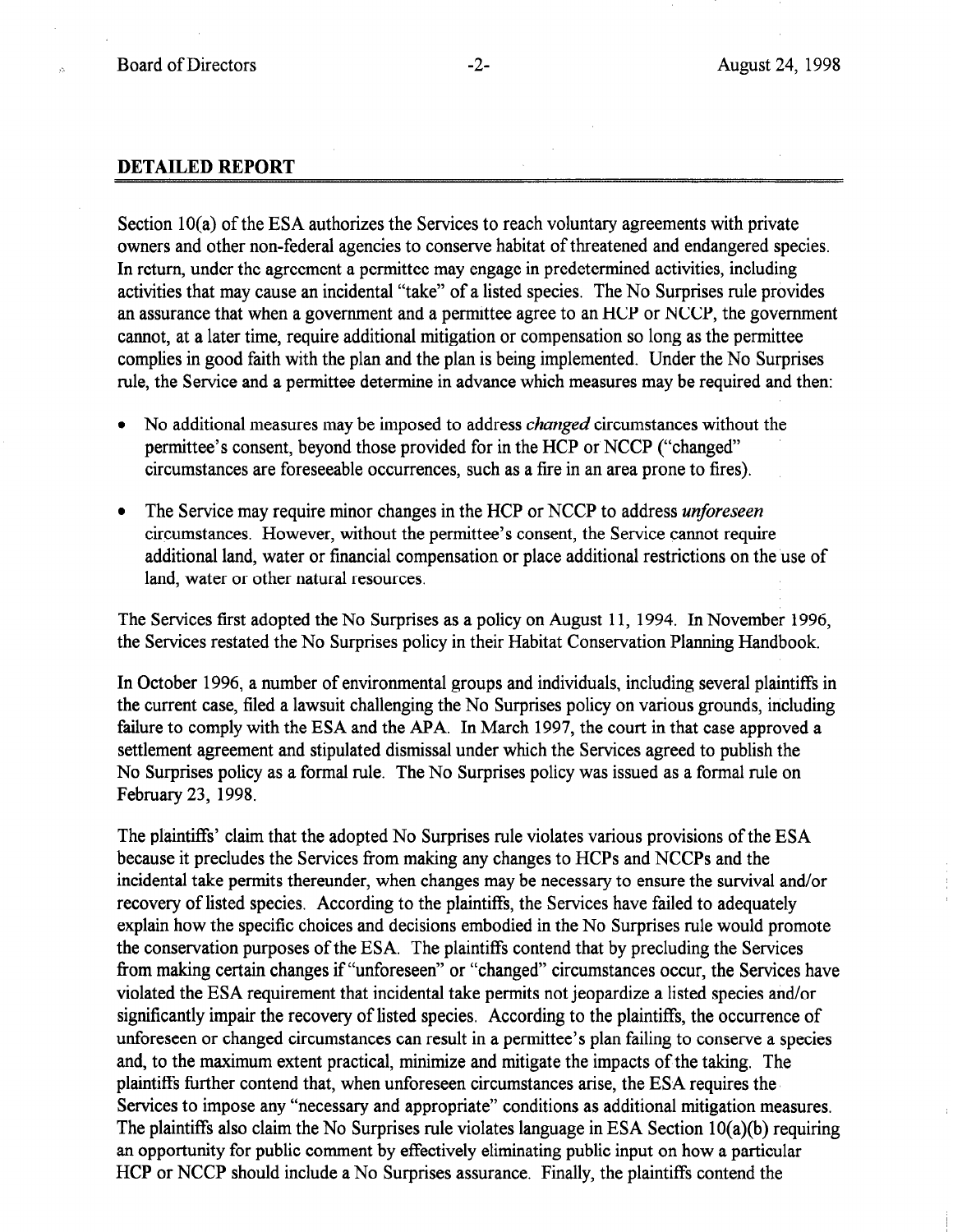## DETAILED REPORT

Section 10(a) of the ESA authorizes the Services to reach voluntary agreements with private owners and other non-federal agencies to conserve habitat of threatened and endangered species. In return, under the agreement a permittee may engage in predetermined activities, including activities that may cause an incidental "take" of a listed species. The No Surprises rule provides an assurance that when a government and a permittee agree to an HCP or NCCP, the government cannot, at a later time, require additional mitigation or compensation so long as the permittee complies in good faith with the plan and the plan is being implemented. Under the No Surprises rule, the Service and a permittee determine in advance which measures may be required and then:

- No additional measures may be imposed to address *changed* circumstances without the permittee's consent, beyond those provided for in the HCP or NCCP ("changed" circumstances are foreseeable occurrences, such as a fire in an area prone to fires).
- The Service may require minor changes in the HCP or NCCP to address *unforeseen* circumstances. However, without the permittee's consent, the Service cannot require additional land, water or financial compensation or place additional restrictions on the use of land, water or other natural resources.

The Services first adopted the No Surprises as a policy on August 11, 1994. In November 1996, the Services restated the No Surprises policy in their Habitat Conservation Planning Handbook.

In October 1996, a number of environmental groups and individuals, including several plaintiffs in the current case, filed a lawsuit challenging the No Surprises policy on various grounds, including failure to comply with the ESA and the APA. In March 1997, the court in that case approved a settlement agreement and stipulated dismissal under which the Services agreed to publish the No Surprises policy as a formal rule. The No Surprises policy was issued as a formal rule on February 23, 1998.

The plaintiffs' claim that the adopted No Surprises rule violates various provisions of the ESA because it precludes the Services from making any changes to HCPs and NCCPs and the incidental take permits thereunder, when changes may be necessary to ensure the survival and/or recovery of listed species. According to the plaintiffs, the Services have failed to adequately explain how the specific choices and decisions embodied in the No Surprises rule would promote the conservation purposes of the ESA. The plaintiffs contend that by precluding the Services from making certain changes if "unforeseen" or "changed" circumstances occur, the Services have violated the ESA requirement that incidental take permits not jeopardize a listed species and/or significantly impair the recovery of listed species. According to the plaintiffs, the occurrence of unforeseen or changed circumstances can result in a permittee's plan failing to conserve a species and, to the maximum extent practical, minimize and mitigate the impacts of the taking. The plaintiffs further contend that, when unforeseen circumstances arise, the ESA requires the Services to impose any "necessary and appropriate" conditions as additional mitigation measures. The plaintiffs also claim the No Surprises rule violates language in ESA Section 10(a)(b) requiring an opportunity for public comment by effectively eliminating public input on how a particular HCP or NCCP should include a No Surprises assurance. Finally, the plaintiffs contend the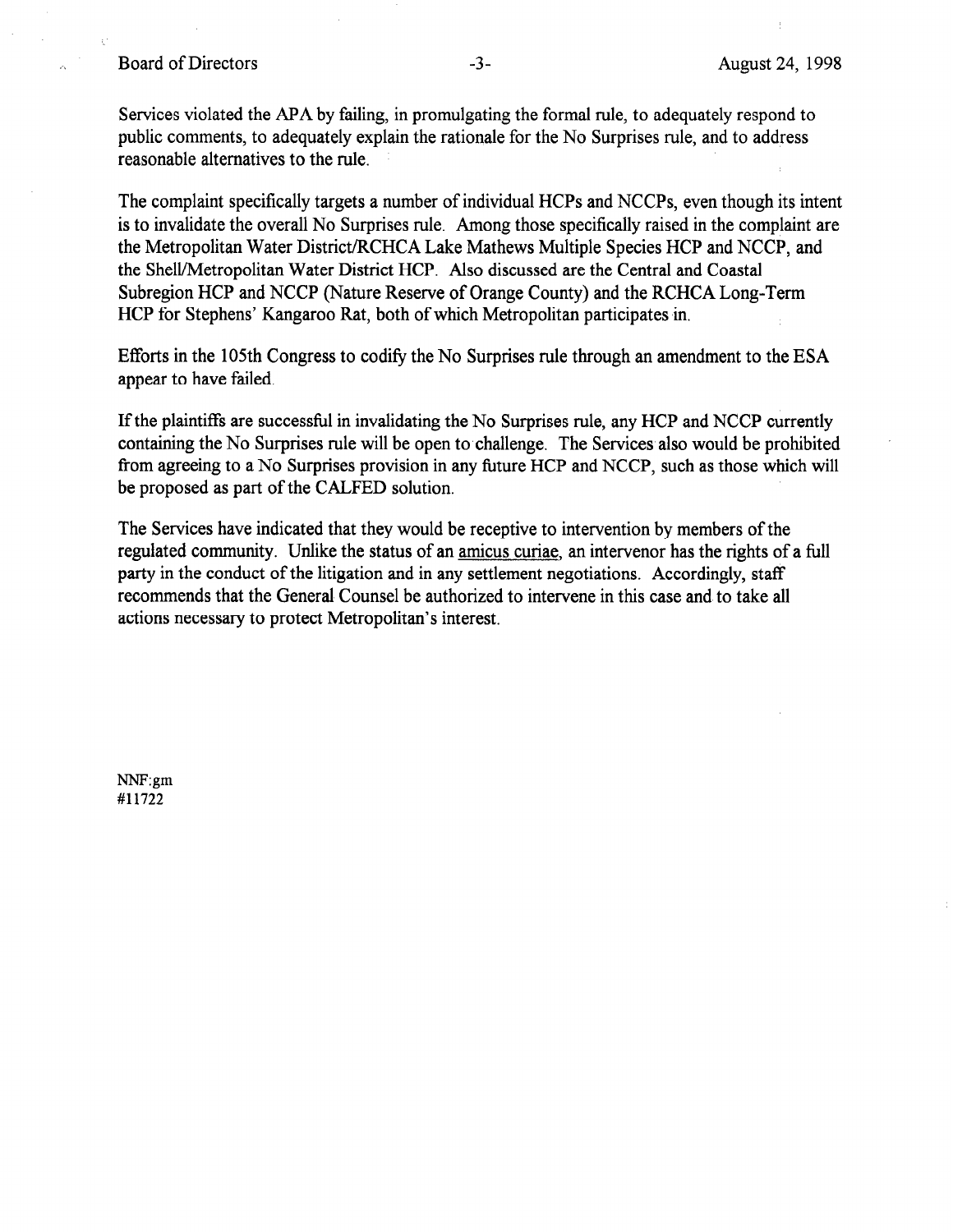Services violated the APA by failing, in promulgating the formal rule, to adequately respond to public comments, to adequately explain the rationale for the No Surprises rule, and to address reasonable alternatives to the rule.

The complaint specifically targets a number of individual HCPs and NCCPs, even though its intent is to invalidate the overall No Surprises rule. Among those specifically raised in the complaint are the Metropolitan Water District/RCHCA Lake Mathews Multiple Species HCP and NCCP, and the Shell/Metropolitan Water District HCP. Also discussed are the Central and Coastal Subregion HCP and NCCP (Nature Reserve of Orange County) and the RCHCA Long-Term HCP for Stephens' Kangaroo Rat, both of which Metropolitan participates in.

Efforts in the 105th Congress to codify the No Surprises rule through an amendment to the ESA appear to have failed.

If the plaintiffs are successful in invalidating the No Surprises rule, any HCP and NCCP currently containing the No Surprises rule will be open to challenge. The Services also would be prohibited from agreeing to a No Surprises provision in any future HCP and NCCP, such as those which will be proposed as part of the CALFED solution.

The Services have indicated that they would be receptive to intervention by members of the regulated community. Unlike the status of an amicus curiae, an intervenor has the rights of a full party in the conduct of the litigation and in any settlement negotiations. Accordingly, staff recommends that the General Counsel be authorized to intervene in this case and to take all actions necessary to protect Metropolitan's interest.

NNF:gm
#11722